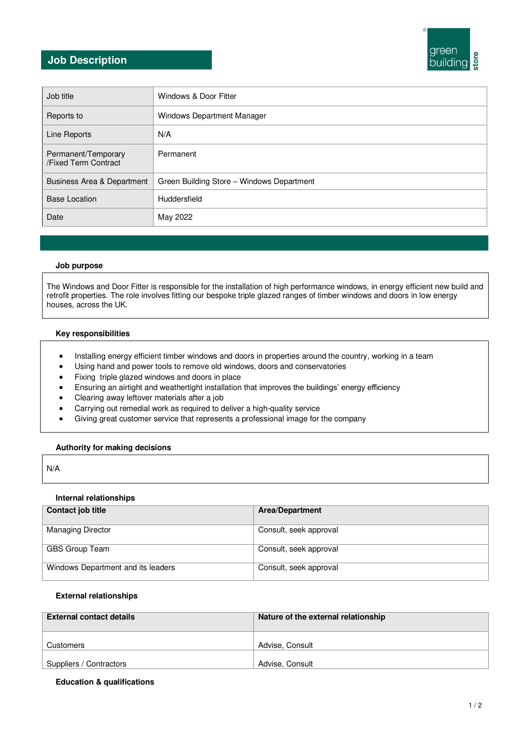# Job Description

green building store

| Job title | Windows & Door Fitter |
|---|---|
| Reports to | Windows Department Manager |
| Line Reports | N/A |
| Permanent/Temporary /Fixed Term Contract | Permanent |
| Business Area & Department | Green Building Store – Windows Department |
| Base Location | Huddersfield |
| Date | May 2022 |

### Job purpose

The Windows and Door Fitter is responsible for the installation of high performance windows, in energy efficient new build and retrofit properties. The role involves fitting our bespoke triple glazed ranges of timber windows and doors in low energy houses, across the UK.

### Key responsibilities

- Installing energy efficient timber windows and doors in properties around the country, working in a team
- Using hand and power tools to remove old windows, doors and conservatories
- Fixing  triple glazed windows and doors in place
- Ensuring an airtight and weathertight installation that improves the buildings' energy efficiency
- Clearing away leftover materials after a job
- Carrying out remedial work as required to deliver a high-quality service
- Giving great customer service that represents a professional image for the company

### Authority for making decisions

N/A

### Internal relationships

| Contact job title | Area/Department |
|---|---|
| Managing Director | Consult, seek approval |
| GBS Group Team | Consult, seek approval |
| Windows Department and its leaders | Consult, seek approval |

### External relationships

| External contact details | Nature of the external relationship |
|---|---|
| Customers | Advise, Consult |
| Suppliers / Contractors | Advise, Consult |

### Education & qualifications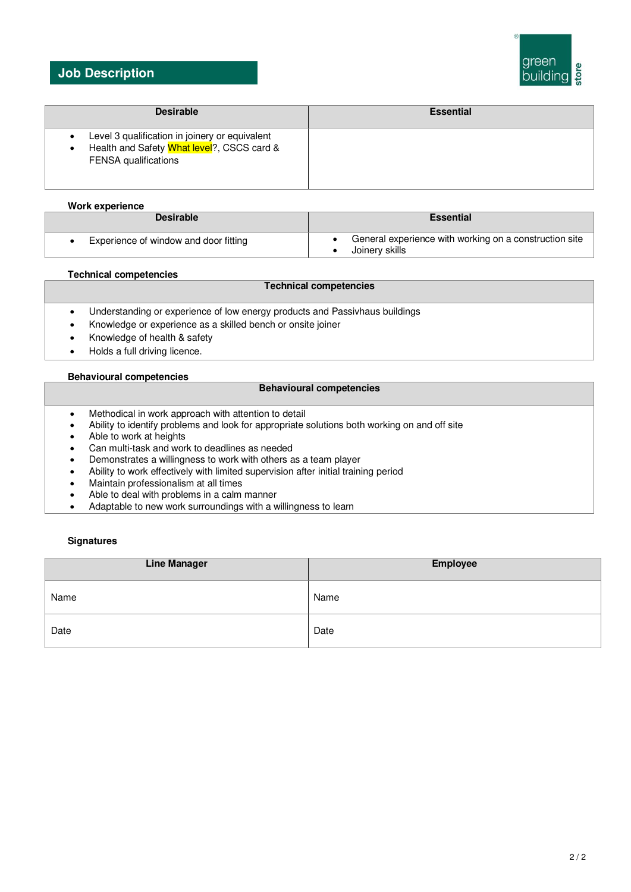## Job Description

| Desirable | Essential |
|---|---|
| • Level 3 qualification in joinery or equivalent<br>• Health and Safety What level?, CSCS card & FENSA qualifications | |

**Work experience**

| Desirable | Essential |
|---|---|
| • Experience of window and door fitting | • General experience with working on a construction site<br>• Joinery skills |

**Technical competencies**

| Technical competencies |
|---|
| • Understanding or experience of low energy products and Passivhaus buildings<br>• Knowledge or experience as a skilled bench or onsite joiner<br>• Knowledge of health & safety<br>• Holds a full driving licence. |

**Behavioural competencies**

| Behavioural competencies |
|---|
| • Methodical in work approach with attention to detail<br>• Ability to identify problems and look for appropriate solutions both working on and off site<br>• Able to work at heights<br>• Can multi-task and work to deadlines as needed<br>• Demonstrates a willingness to work with others as a team player<br>• Ability to work effectively with limited supervision after initial training period<br>• Maintain professionalism at all times<br>• Able to deal with problems in a calm manner<br>• Adaptable to new work surroundings with a willingness to learn |

**Signatures**

| Line Manager | Employee |
|---|---|
| Name | Name |
| Date | Date |